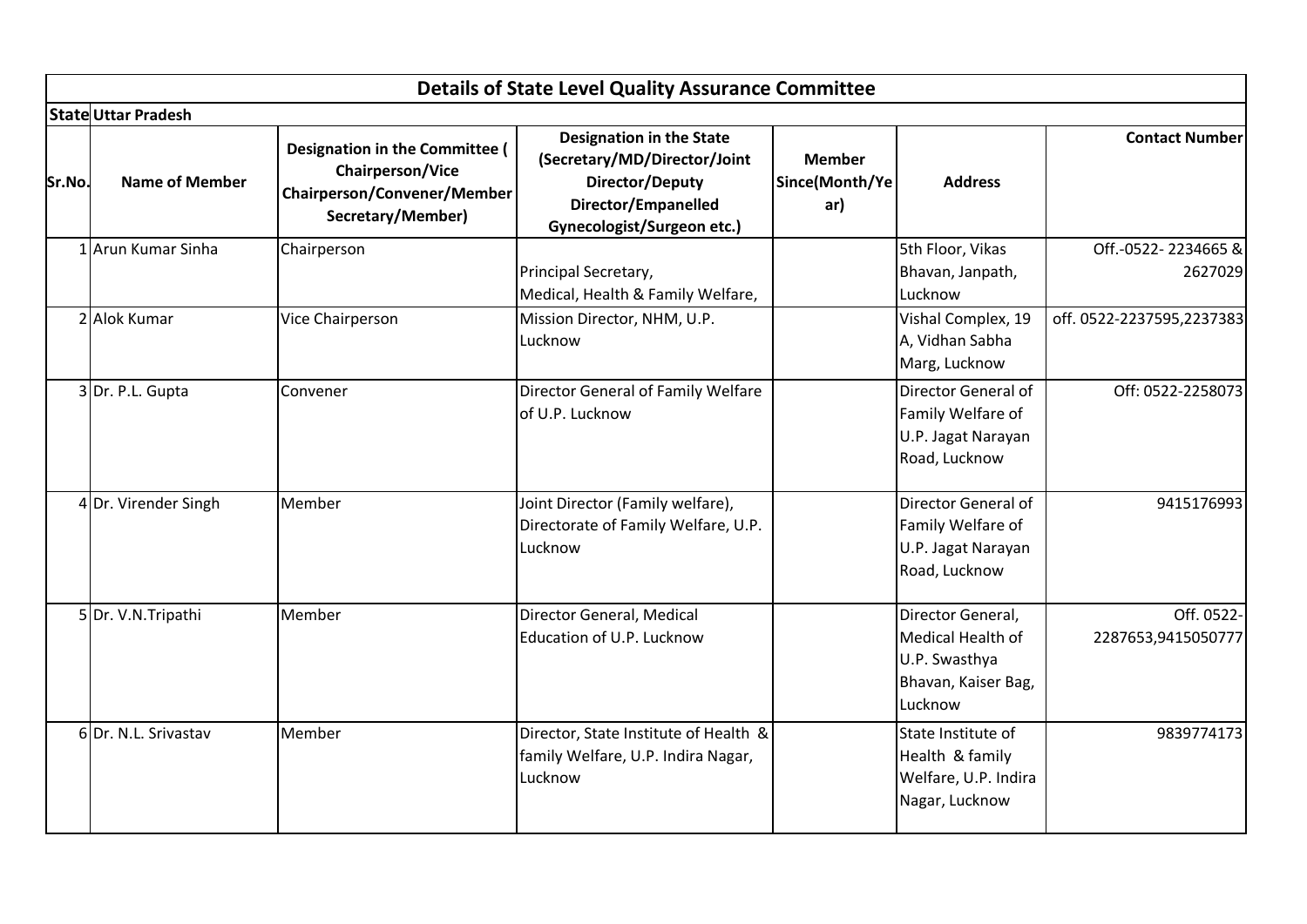## Details of State Level Quality Assurance Committee

**State** **Uttar Pradesh**

| Sr.No. | Name of Member | Designation in the Committee ( Chairperson/Vice Chairperson/Convener/Member Secretary/Member) | Designation in the State (Secretary/MD/Director/Joint Director/Deputy Director/Empanelled Gynecologist/Surgeon etc.) | Member Since(Month/Year) | Address | Contact Number |
|---|---|---|---|---|---|---|
| 1 | Arun Kumar Sinha | Chairperson | Principal Secretary, Medical, Health & Family Welfare, | | 5th Floor, Vikas Bhavan, Janpath, Lucknow | Off.-0522- 2234665 & 2627029 |
| 2 | Alok Kumar | Vice Chairperson | Mission Director, NHM, U.P. Lucknow | | Vishal Complex, 19 A, Vidhan Sabha Marg, Lucknow | off. 0522-2237595,2237383 |
| 3 | Dr. P.L. Gupta | Convener | Director General of Family Welfare of U.P. Lucknow | | Director General of Family Welfare of U.P. Jagat Narayan Road, Lucknow | Off: 0522-2258073 |
| 4 | Dr. Virender Singh | Member | Joint Director (Family welfare), Directorate of Family Welfare, U.P. Lucknow | | Director General of Family Welfare of U.P. Jagat Narayan Road, Lucknow | 9415176993 |
| 5 | Dr. V.N.Tripathi | Member | Director General, Medical Education of U.P. Lucknow | | Director General, Medical Health of U.P. Swasthya Bhavan, Kaiser Bag, Lucknow | Off. 0522-2287653,9415050777 |
| 6 | Dr. N.L. Srivastav | Member | Director, State Institute of Health & family Welfare, U.P. Indira Nagar, Lucknow | | State Institute of Health & family Welfare, U.P. Indira Nagar, Lucknow | 9839774173 |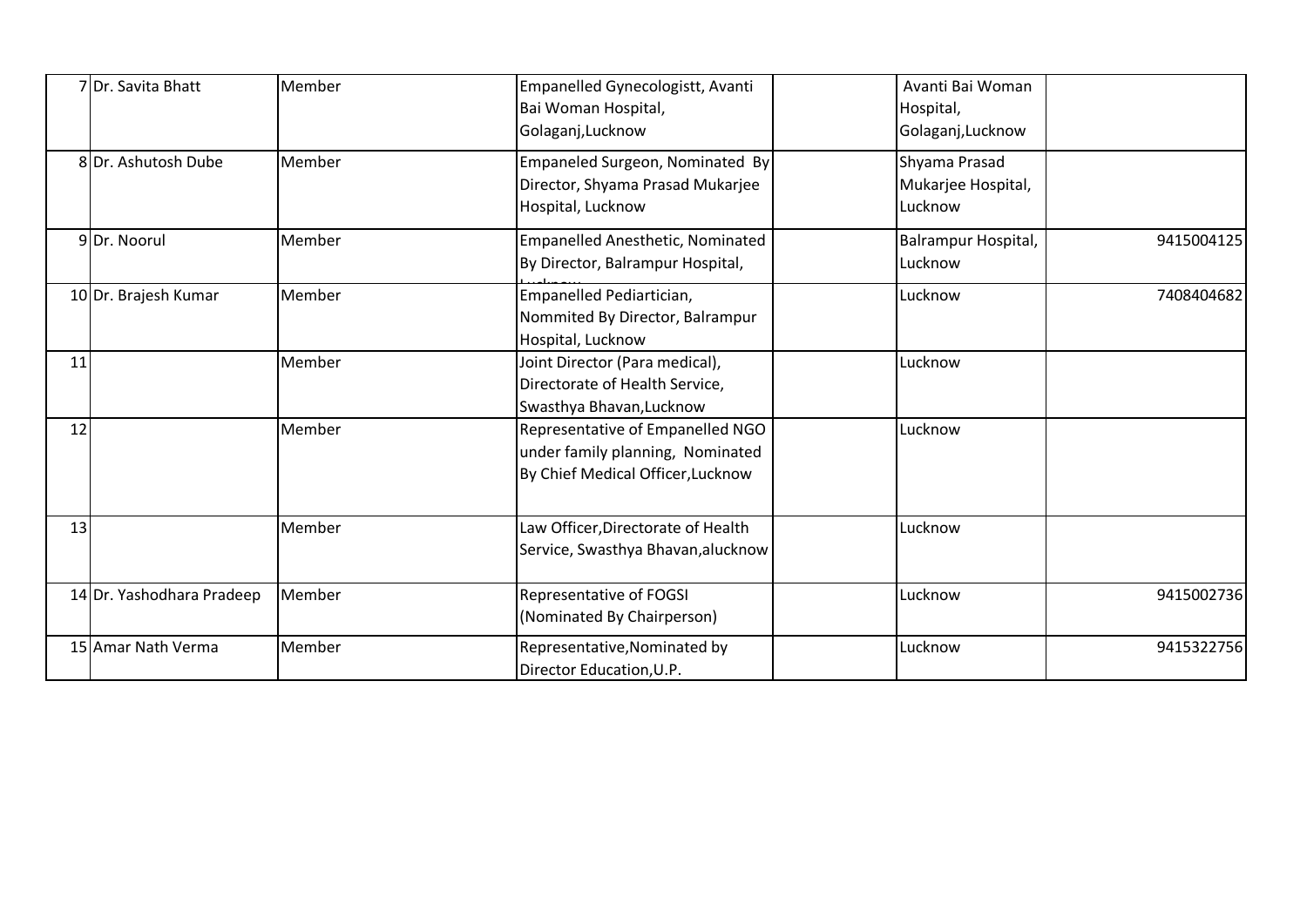| | | | | | | |
|---|---|---|---|---|---|---|
| 7 | Dr. Savita Bhatt | Member | Empanelled Gynecologistt, Avanti Bai Woman Hospital, Golaganj,Lucknow | | Avanti Bai Woman Hospital, Golaganj,Lucknow | |
| 8 | Dr. Ashutosh Dube | Member | Empaneled Surgeon, Nominated By Director, Shyama Prasad Mukarjee Hospital, Lucknow | | Shyama Prasad Mukarjee Hospital, Lucknow | |
| 9 | Dr. Noorul | Member | Empanelled Anesthetic, Nominated By Director, Balrampur Hospital, Lucknow | | Balrampur Hospital, Lucknow | 9415004125 |
| 10 | Dr. Brajesh Kumar | Member | Empanelled Pediartician, Nommited By Director, Balrampur Hospital, Lucknow | | Lucknow | 7408404682 |
| 11 | | Member | Joint Director (Para medical), Directorate of Health Service, Swasthya Bhavan,Lucknow | | Lucknow | |
| 12 | | Member | Representative of Empanelled NGO under family planning, Nominated By Chief Medical Officer,Lucknow | | Lucknow | |
| 13 | | Member | Law Officer,Directorate of Health Service, Swasthya Bhavan,alucknow | | Lucknow | |
| 14 | Dr. Yashodhara Pradeep | Member | Representative of FOGSI (Nominated By Chairperson) | | Lucknow | 9415002736 |
| 15 | Amar Nath Verma | Member | Representative,Nominated by Director Education,U.P. | | Lucknow | 9415322756 |